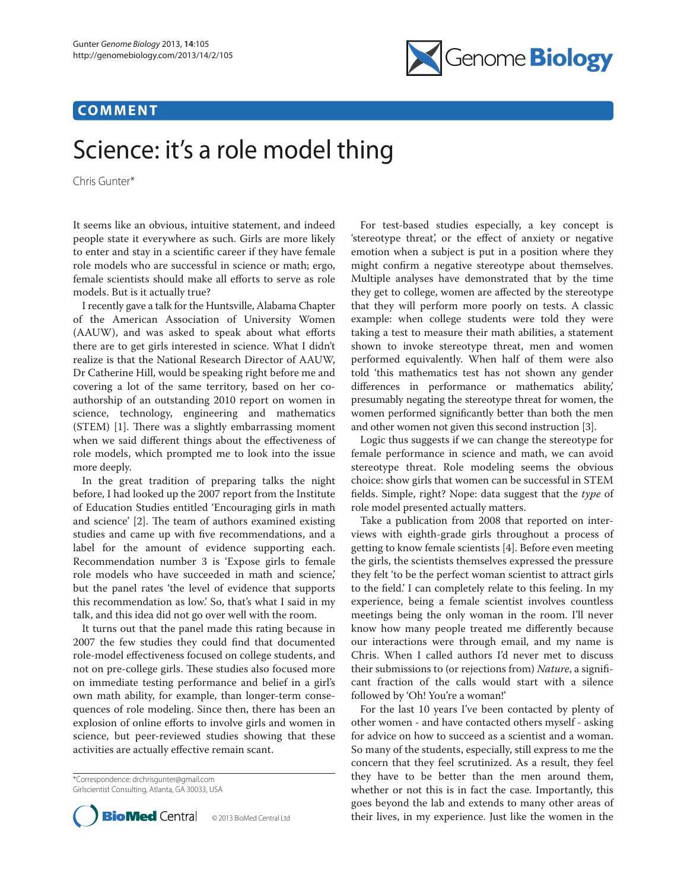## COMMENT

# Science: it's a role model thing

Chris Gunter*

It seems like an obvious, intuitive statement, and indeed people state it everywhere as such. Girls are more likely to enter and stay in a scientific career if they have female role models who are successful in science or math; ergo, female scientists should make all efforts to serve as role models. But is it actually true?

I recently gave a talk for the Huntsville, Alabama Chapter of the American Association of University Women (AAUW), and was asked to speak about what efforts there are to get girls interested in science. What I didn't realize is that the National Research Director of AAUW, Dr Catherine Hill, would be speaking right before me and covering a lot of the same territory, based on her co-authorship of an outstanding 2010 report on women in science, technology, engineering and mathematics (STEM) [1]. There was a slightly embarrassing moment when we said different things about the effectiveness of role models, which prompted me to look into the issue more deeply.

In the great tradition of preparing talks the night before, I had looked up the 2007 report from the Institute of Education Studies entitled 'Encouraging girls in math and science' [2]. The team of authors examined existing studies and came up with five recommendations, and a label for the amount of evidence supporting each. Recommendation number 3 is 'Expose girls to female role models who have succeeded in math and science,' but the panel rates 'the level of evidence that supports this recommendation as low.' So, that's what I said in my talk, and this idea did not go over well with the room.

It turns out that the panel made this rating because in 2007 the few studies they could find that documented role-model effectiveness focused on college students, and not on pre-college girls. These studies also focused more on immediate testing performance and belief in a girl's own math ability, for example, than longer-term consequences of role modeling. Since then, there has been an explosion of online efforts to involve girls and women in science, but peer-reviewed studies showing that these activities are actually effective remain scant.

*Correspondence: drchrisgunter@gmail.com
Girlscientist Consulting, Atlanta, GA 30033, USA

© 2013 BioMed Central Ltd

For test-based studies especially, a key concept is 'stereotype threat', or the effect of anxiety or negative emotion when a subject is put in a position where they might confirm a negative stereotype about themselves. Multiple analyses have demonstrated that by the time they get to college, women are affected by the stereotype that they will perform more poorly on tests. A classic example: when college students were told they were taking a test to measure their math abilities, a statement shown to invoke stereotype threat, men and women performed equivalently. When half of them were also told 'this mathematics test has not shown any gender differences in performance or mathematics ability,' presumably negating the stereotype threat for women, the women performed significantly better than both the men and other women not given this second instruction [3].

Logic thus suggests if we can change the stereotype for female performance in science and math, we can avoid stereotype threat. Role modeling seems the obvious choice: show girls that women can be successful in STEM fields. Simple, right? Nope: data suggest that the *type* of role model presented actually matters.

Take a publication from 2008 that reported on interviews with eighth-grade girls throughout a process of getting to know female scientists [4]. Before even meeting the girls, the scientists themselves expressed the pressure they felt 'to be the perfect woman scientist to attract girls to the field.' I can completely relate to this feeling. In my experience, being a female scientist involves countless meetings being the only woman in the room. I'll never know how many people treated me differently because our interactions were through email, and my name is Chris. When I called authors I'd never met to discuss their submissions to (or rejections from) *Nature*, a significant fraction of the calls would start with a silence followed by 'Oh! You're a woman!'

For the last 10 years I've been contacted by plenty of other women - and have contacted others myself - asking for advice on how to succeed as a scientist and a woman. So many of the students, especially, still express to me the concern that they feel scrutinized. As a result, they feel they have to be better than the men around them, whether or not this is in fact the case. Importantly, this goes beyond the lab and extends to many other areas of their lives, in my experience. Just like the women in the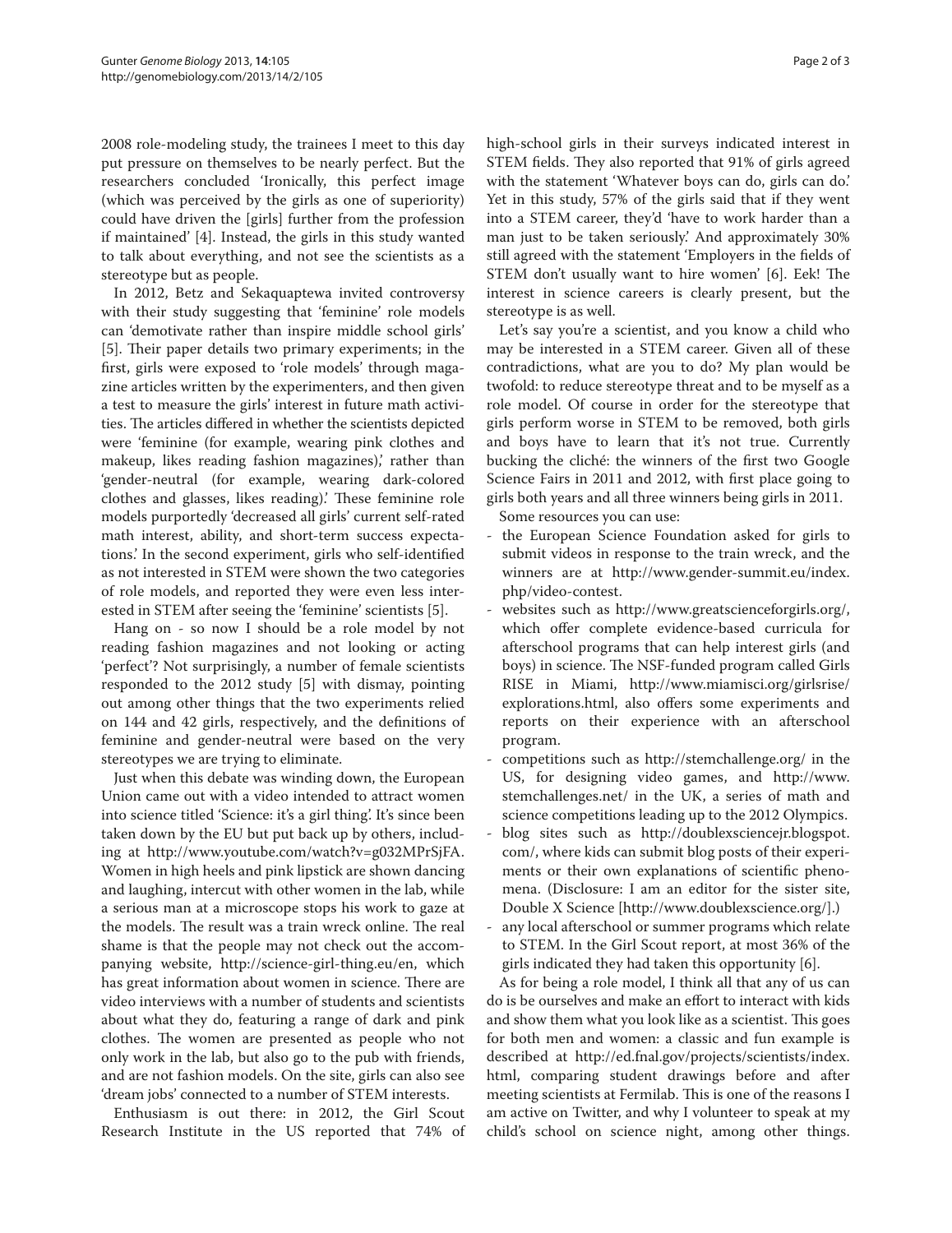2008 role-modeling study, the trainees I meet to this day put pressure on themselves to be nearly perfect. But the researchers concluded 'Ironically, this perfect image (which was perceived by the girls as one of superiority) could have driven the [girls] further from the profession if maintained' [4]. Instead, the girls in this study wanted to talk about everything, and not see the scientists as a stereotype but as people.

In 2012, Betz and Sekaquaptewa invited controversy with their study suggesting that 'feminine' role models can 'demotivate rather than inspire middle school girls' [5]. Their paper details two primary experiments; in the first, girls were exposed to 'role models' through magazine articles written by the experimenters, and then given a test to measure the girls' interest in future math activities. The articles differed in whether the scientists depicted were 'feminine (for example, wearing pink clothes and makeup, likes reading fashion magazines),' rather than 'gender-neutral (for example, wearing dark-colored clothes and glasses, likes reading).' These feminine role models purportedly 'decreased all girls' current self-rated math interest, ability, and short-term success expectations.' In the second experiment, girls who self-identified as not interested in STEM were shown the two categories of role models, and reported they were even less interested in STEM after seeing the 'feminine' scientists [5].

Hang on - so now I should be a role model by not reading fashion magazines and not looking or acting 'perfect'? Not surprisingly, a number of female scientists responded to the 2012 study [5] with dismay, pointing out among other things that the two experiments relied on 144 and 42 girls, respectively, and the definitions of feminine and gender-neutral were based on the very stereotypes we are trying to eliminate.

Just when this debate was winding down, the European Union came out with a video intended to attract women into science titled 'Science: it's a girl thing'. It's since been taken down by the EU but put back up by others, including at http://www.youtube.com/watch?v=g032MPrSjFA. Women in high heels and pink lipstick are shown dancing and laughing, intercut with other women in the lab, while a serious man at a microscope stops his work to gaze at the models. The result was a train wreck online. The real shame is that the people may not check out the accompanying website, http://science-girl-thing.eu/en, which has great information about women in science. There are video interviews with a number of students and scientists about what they do, featuring a range of dark and pink clothes. The women are presented as people who not only work in the lab, but also go to the pub with friends, and are not fashion models. On the site, girls can also see 'dream jobs' connected to a number of STEM interests.

Enthusiasm is out there: in 2012, the Girl Scout Research Institute in the US reported that 74% of high-school girls in their surveys indicated interest in STEM fields. They also reported that 91% of girls agreed with the statement 'Whatever boys can do, girls can do.' Yet in this study, 57% of the girls said that if they went into a STEM career, they'd 'have to work harder than a man just to be taken seriously.' And approximately 30% still agreed with the statement 'Employers in the fields of STEM don't usually want to hire women' [6]. Eek! The interest in science careers is clearly present, but the stereotype is as well.

Let's say you're a scientist, and you know a child who may be interested in a STEM career. Given all of these contradictions, what are you to do? My plan would be twofold: to reduce stereotype threat and to be myself as a role model. Of course in order for the stereotype that girls perform worse in STEM to be removed, both girls and boys have to learn that it's not true. Currently bucking the cliché: the winners of the first two Google Science Fairs in 2011 and 2012, with first place going to girls both years and all three winners being girls in 2011.

Some resources you can use:

- the European Science Foundation asked for girls to submit videos in response to the train wreck, and the winners are at http://www.gender-summit.eu/index.php/video-contest.
- websites such as http://www.greatscienceforgirls.org/, which offer complete evidence-based curricula for afterschool programs that can help interest girls (and boys) in science. The NSF-funded program called Girls RISE in Miami, http://www.miamisci.org/girlsrise/explorations.html, also offers some experiments and reports on their experience with an afterschool program.
- competitions such as http://stemchallenge.org/ in the US, for designing video games, and http://www.stemchallenges.net/ in the UK, a series of math and science competitions leading up to the 2012 Olympics.
- blog sites such as http://doublexsciencejr.blogspot.com/, where kids can submit blog posts of their experiments or their own explanations of scientific phenomena. (Disclosure: I am an editor for the sister site, Double X Science [http://www.doublexscience.org/].)
- any local afterschool or summer programs which relate to STEM. In the Girl Scout report, at most 36% of the girls indicated they had taken this opportunity [6].

As for being a role model, I think all that any of us can do is be ourselves and make an effort to interact with kids and show them what you look like as a scientist. This goes for both men and women: a classic and fun example is described at http://ed.fnal.gov/projects/scientists/index.html, comparing student drawings before and after meeting scientists at Fermilab. This is one of the reasons I am active on Twitter, and why I volunteer to speak at my child's school on science night, among other things.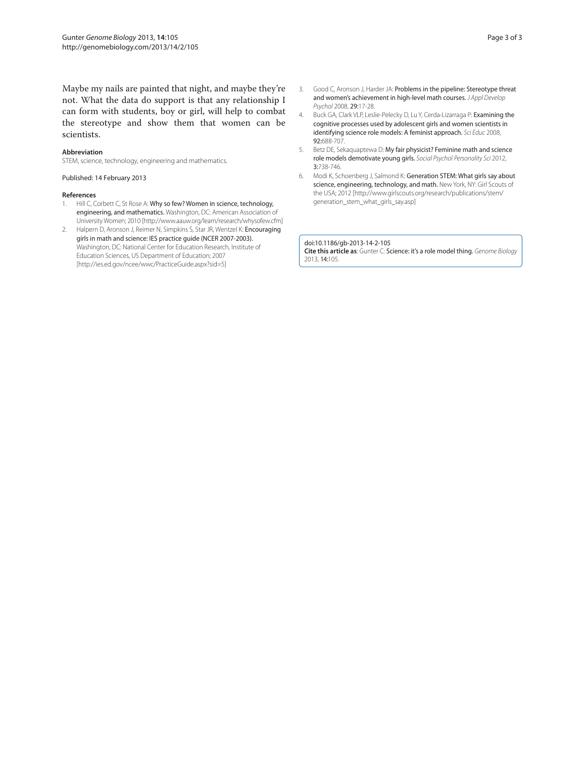Maybe my nails are painted that night, and maybe they're not. What the data do support is that any relationship I can form with students, boy or girl, will help to combat the stereotype and show them that women can be scientists.

#### Abbreviation

STEM, science, technology, engineering and mathematics.

Published: 14 February 2013

#### References

1. Hill C, Corbett C, St Rose A: **Why so few? Women in science, technology, engineering, and mathematics.** Washington, DC: American Association of University Women; 2010 [http://www.aauw.org/learn/research/whysofew.cfm]
2. Halpern D, Aronson J, Reimer N, Simpkins S, Star JR, Wentzel K: **Encouraging girls in math and science: IES practice guide (NCER 2007-2003).** Washington, DC: National Center for Education Research, Institute of Education Sciences, US Department of Education; 2007 [http://ies.ed.gov/ncee/wwc/PracticeGuide.aspx?sid=5]
3. Good C, Aronson J, Harder JA: **Problems in the pipeline: Stereotype threat and women's achievement in high-level math courses.** *J Appl Develop Psychol* 2008, **29:**17-28.
4. Buck GA, Clark VLP, Leslie-Pelecky D, Lu Y, Cerda-Lizarraga P: **Examining the cognitive processes used by adolescent girls and women scientists in identifying science role models: A feminist approach.** *Sci Educ* 2008, **92:**688-707.
5. Betz DE, Sekaquaptewa D: **My fair physicist? Feminine math and science role models demotivate young girls.** *Social Psychol Personality Sci* 2012, **3:**738-746.
6. Modi K, Schoenberg J, Salmond K: **Generation STEM: What girls say about science, engineering, technology, and math.** New York, NY: Girl Scouts of the USA; 2012 [http://www.girlscouts.org/research/publications/stem/generation_stem_what_girls_say.asp]

doi:10.1186/gb-2013-14-2-105
**Cite this article as**: Gunter C: **Science: it's a role model thing.** *Genome Biology* 2013, **14:**105.